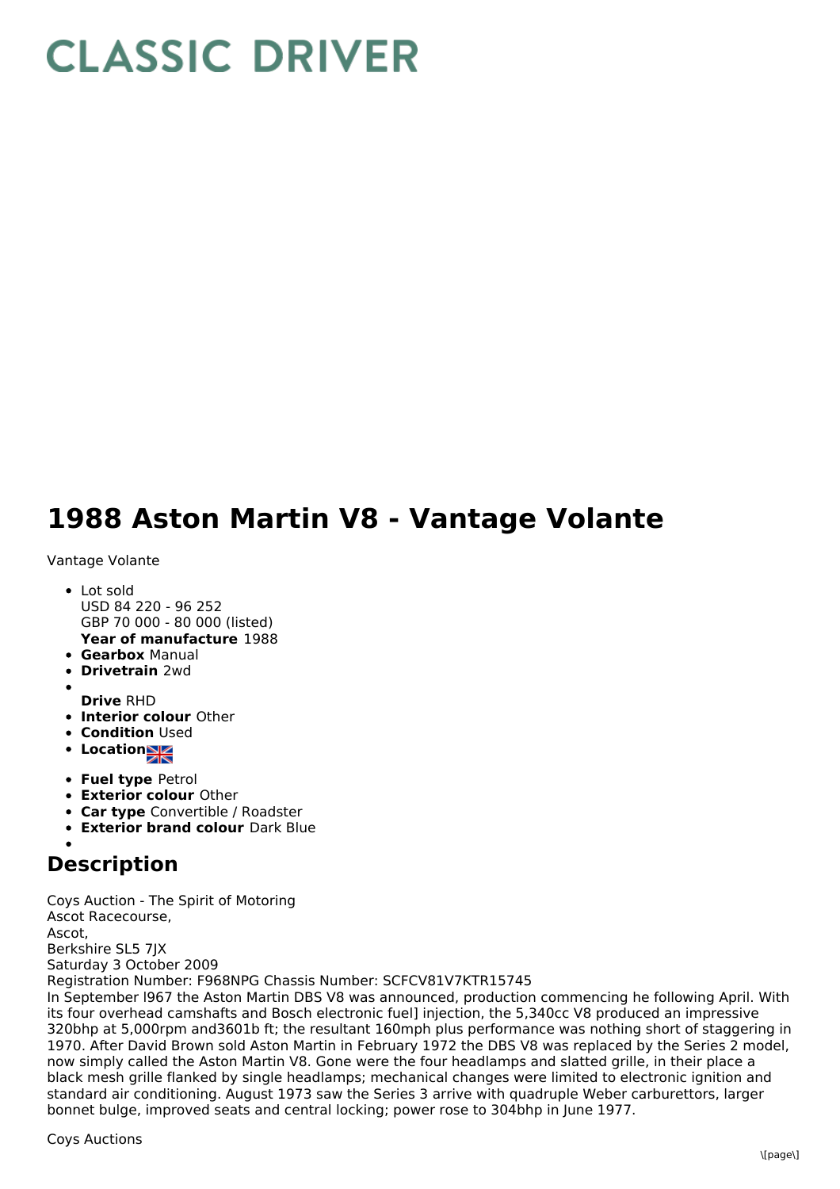# CLASSIC DRIVER

# 1988 Aston Martin V8 - Vantage Volante

Vantage Volante

- Lot sold
  USD 84 220 - 96 252
  GBP 70 000 - 80 000 (listed)
  **Year of manufacture** 1988
- **Gearbox** Manual
- **Drivetrain** 2wd
- **Drive** RHD
- **Interior colour** Other
- **Condition** Used
- **Location**
- **Fuel type** Petrol
- **Exterior colour** Other
- **Car type** Convertible / Roadster
- **Exterior brand colour** Dark Blue

## Description

Coys Auction - The Spirit of Motoring
Ascot Racecourse,
Ascot,
Berkshire SL5 7JX
Saturday 3 October 2009
Registration Number: F968NPG Chassis Number: SCFCV81V7KTR15745
In September l967 the Aston Martin DBS V8 was announced, production commencing he following April. With its four overhead camshafts and Bosch electronic fuel] injection, the 5,340cc V8 produced an impressive 320bhp at 5,000rpm and3601b ft; the resultant 160mph plus performance was nothing short of staggering in 1970. After David Brown sold Aston Martin in February 1972 the DBS V8 was replaced by the Series 2 model, now simply called the Aston Martin V8. Gone were the four headlamps and slatted grille, in their place a black mesh grille flanked by single headlamps; mechanical changes were limited to electronic ignition and standard air conditioning. August 1973 saw the Series 3 arrive with quadruple Weber carburettors, larger bonnet bulge, improved seats and central locking; power rose to 304bhp in June 1977.

Coys Auctions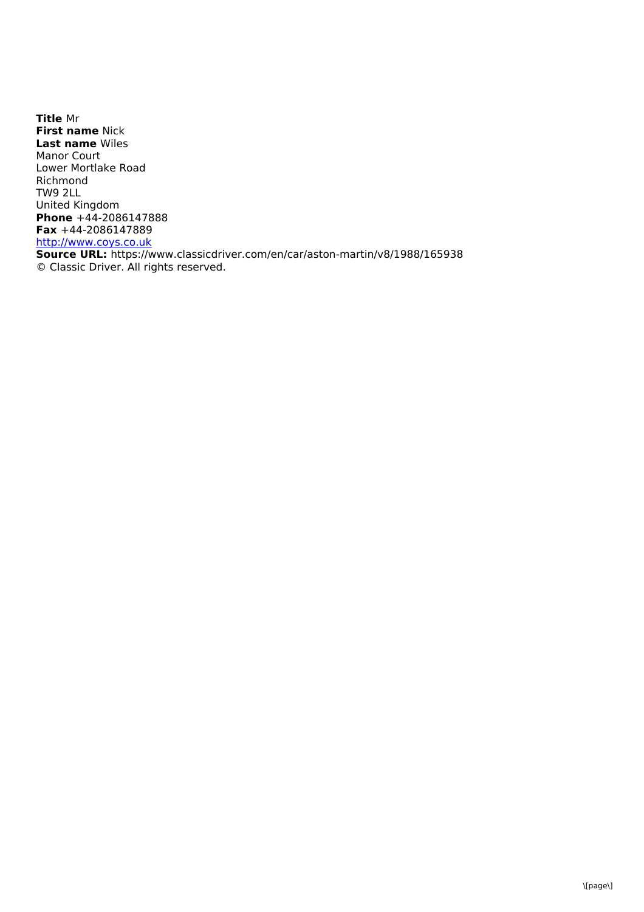**Title** Mr
**First name** Nick
**Last name** Wiles
Manor Court
Lower Mortlake Road
Richmond
TW9 2LL
United Kingdom
**Phone** +44-2086147888
**Fax** +44-2086147889
[http://www.coys.co.uk](http://www.coys.co.uk)
**Source URL:** https://www.classicdriver.com/en/car/aston-martin/v8/1988/165938
© Classic Driver. All rights reserved.